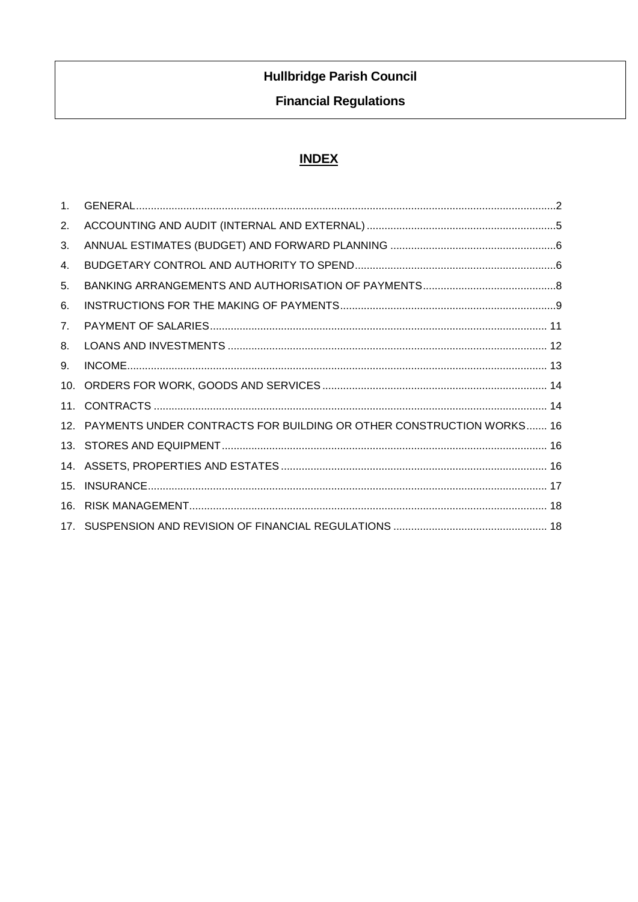# Hullbridge Parish Council

## Financial Regulations

**INDEX**

1. GENERAL ..... 2
2. ACCOUNTING AND AUDIT (INTERNAL AND EXTERNAL) ..... 5
3. ANNUAL ESTIMATES (BUDGET) AND FORWARD PLANNING ..... 6
4. BUDGETARY CONTROL AND AUTHORITY TO SPEND ..... 6
5. BANKING ARRANGEMENTS AND AUTHORISATION OF PAYMENTS ..... 8
6. INSTRUCTIONS FOR THE MAKING OF PAYMENTS ..... 9
7. PAYMENT OF SALARIES ..... 11
8. LOANS AND INVESTMENTS ..... 12
9. INCOME ..... 13
10. ORDERS FOR WORK, GOODS AND SERVICES ..... 14
11. CONTRACTS ..... 14
12. PAYMENTS UNDER CONTRACTS FOR BUILDING OR OTHER CONSTRUCTION WORKS ..... 16
13. STORES AND EQUIPMENT ..... 16
14. ASSETS, PROPERTIES AND ESTATES ..... 16
15. INSURANCE ..... 17
16. RISK MANAGEMENT ..... 18
17. SUSPENSION AND REVISION OF FINANCIAL REGULATIONS ..... 18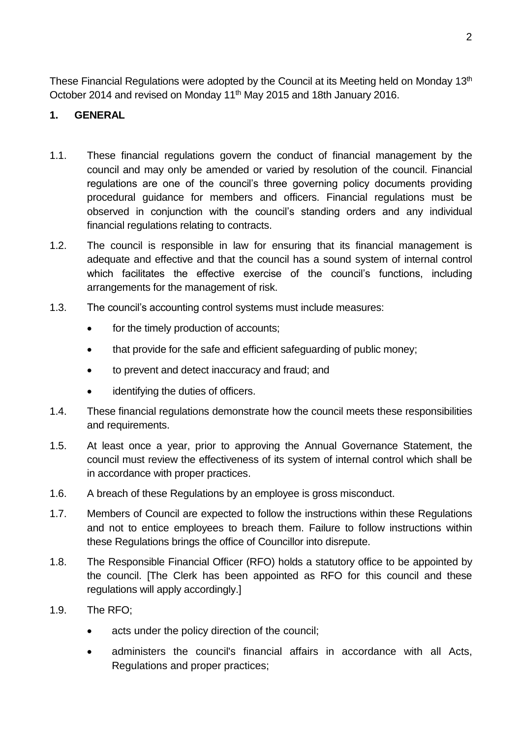These Financial Regulations were adopted by the Council at its Meeting held on Monday 13th October 2014 and revised on Monday 11th May 2015 and 18th January 2016.

## 1. GENERAL

1.1. These financial regulations govern the conduct of financial management by the council and may only be amended or varied by resolution of the council. Financial regulations are one of the council's three governing policy documents providing procedural guidance for members and officers. Financial regulations must be observed in conjunction with the council's standing orders and any individual financial regulations relating to contracts.

1.2. The council is responsible in law for ensuring that its financial management is adequate and effective and that the council has a sound system of internal control which facilitates the effective exercise of the council's functions, including arrangements for the management of risk.

1.3. The council's accounting control systems must include measures:

- for the timely production of accounts;
- that provide for the safe and efficient safeguarding of public money;
- to prevent and detect inaccuracy and fraud; and
- identifying the duties of officers.

1.4. These financial regulations demonstrate how the council meets these responsibilities and requirements.

1.5. At least once a year, prior to approving the Annual Governance Statement, the council must review the effectiveness of its system of internal control which shall be in accordance with proper practices.

1.6. A breach of these Regulations by an employee is gross misconduct.

1.7. Members of Council are expected to follow the instructions within these Regulations and not to entice employees to breach them. Failure to follow instructions within these Regulations brings the office of Councillor into disrepute.

1.8. The Responsible Financial Officer (RFO) holds a statutory office to be appointed by the council. [The Clerk has been appointed as RFO for this council and these regulations will apply accordingly.]

1.9. The RFO;

- acts under the policy direction of the council;
- administers the council's financial affairs in accordance with all Acts, Regulations and proper practices;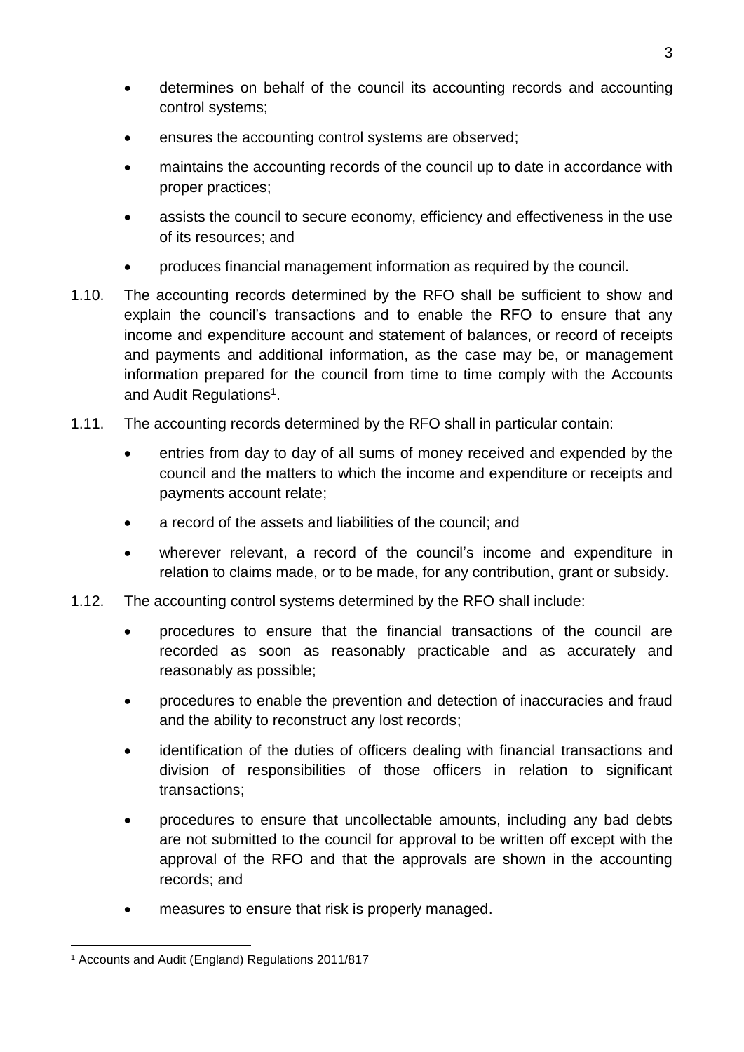- determines on behalf of the council its accounting records and accounting control systems;
- ensures the accounting control systems are observed;
- maintains the accounting records of the council up to date in accordance with proper practices;
- assists the council to secure economy, efficiency and effectiveness in the use of its resources; and
- produces financial management information as required by the council.

1.10. The accounting records determined by the RFO shall be sufficient to show and explain the council's transactions and to enable the RFO to ensure that any income and expenditure account and statement of balances, or record of receipts and payments and additional information, as the case may be, or management information prepared for the council from time to time comply with the Accounts and Audit Regulations[1].

1.11. The accounting records determined by the RFO shall in particular contain:

- entries from day to day of all sums of money received and expended by the council and the matters to which the income and expenditure or receipts and payments account relate;
- a record of the assets and liabilities of the council; and
- wherever relevant, a record of the council's income and expenditure in relation to claims made, or to be made, for any contribution, grant or subsidy.

1.12. The accounting control systems determined by the RFO shall include:

- procedures to ensure that the financial transactions of the council are recorded as soon as reasonably practicable and as accurately and reasonably as possible;
- procedures to enable the prevention and detection of inaccuracies and fraud and the ability to reconstruct any lost records;
- identification of the duties of officers dealing with financial transactions and division of responsibilities of those officers in relation to significant transactions;
- procedures to ensure that uncollectable amounts, including any bad debts are not submitted to the council for approval to be written off except with the approval of the RFO and that the approvals are shown in the accounting records; and
- measures to ensure that risk is properly managed.

[1] Accounts and Audit (England) Regulations 2011/817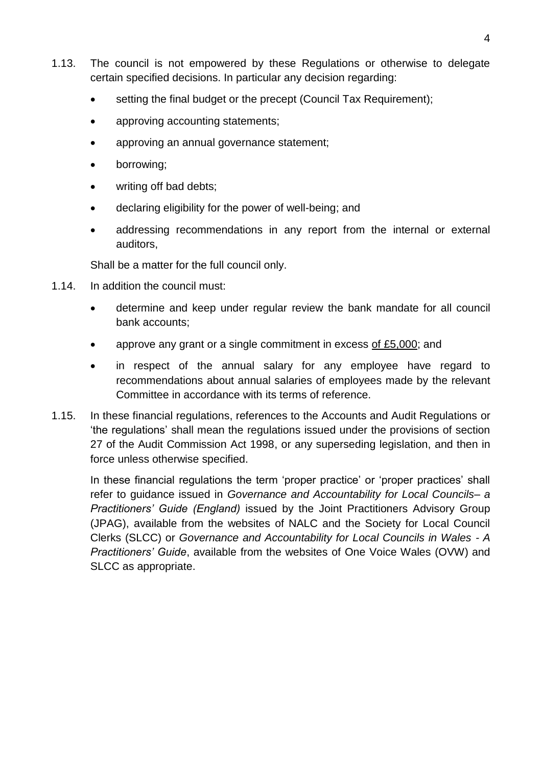1.13. The council is not empowered by these Regulations or otherwise to delegate certain specified decisions. In particular any decision regarding:

- setting the final budget or the precept (Council Tax Requirement);
- approving accounting statements;
- approving an annual governance statement;
- borrowing;
- writing off bad debts;
- declaring eligibility for the power of well-being; and
- addressing recommendations in any report from the internal or external auditors,

Shall be a matter for the full council only.

1.14. In addition the council must:

- determine and keep under regular review the bank mandate for all council bank accounts;
- approve any grant or a single commitment in excess <u>of £5,000</u>; and
- in respect of the annual salary for any employee have regard to recommendations about annual salaries of employees made by the relevant Committee in accordance with its terms of reference.

1.15. In these financial regulations, references to the Accounts and Audit Regulations or 'the regulations' shall mean the regulations issued under the provisions of section 27 of the Audit Commission Act 1998, or any superseding legislation, and then in force unless otherwise specified.

In these financial regulations the term 'proper practice' or 'proper practices' shall refer to guidance issued in *Governance and Accountability for Local Councils– a Practitioners' Guide (England)* issued by the Joint Practitioners Advisory Group (JPAG), available from the websites of NALC and the Society for Local Council Clerks (SLCC) or *Governance and Accountability for Local Councils in Wales - A Practitioners' Guide*, available from the websites of One Voice Wales (OVW) and SLCC as appropriate.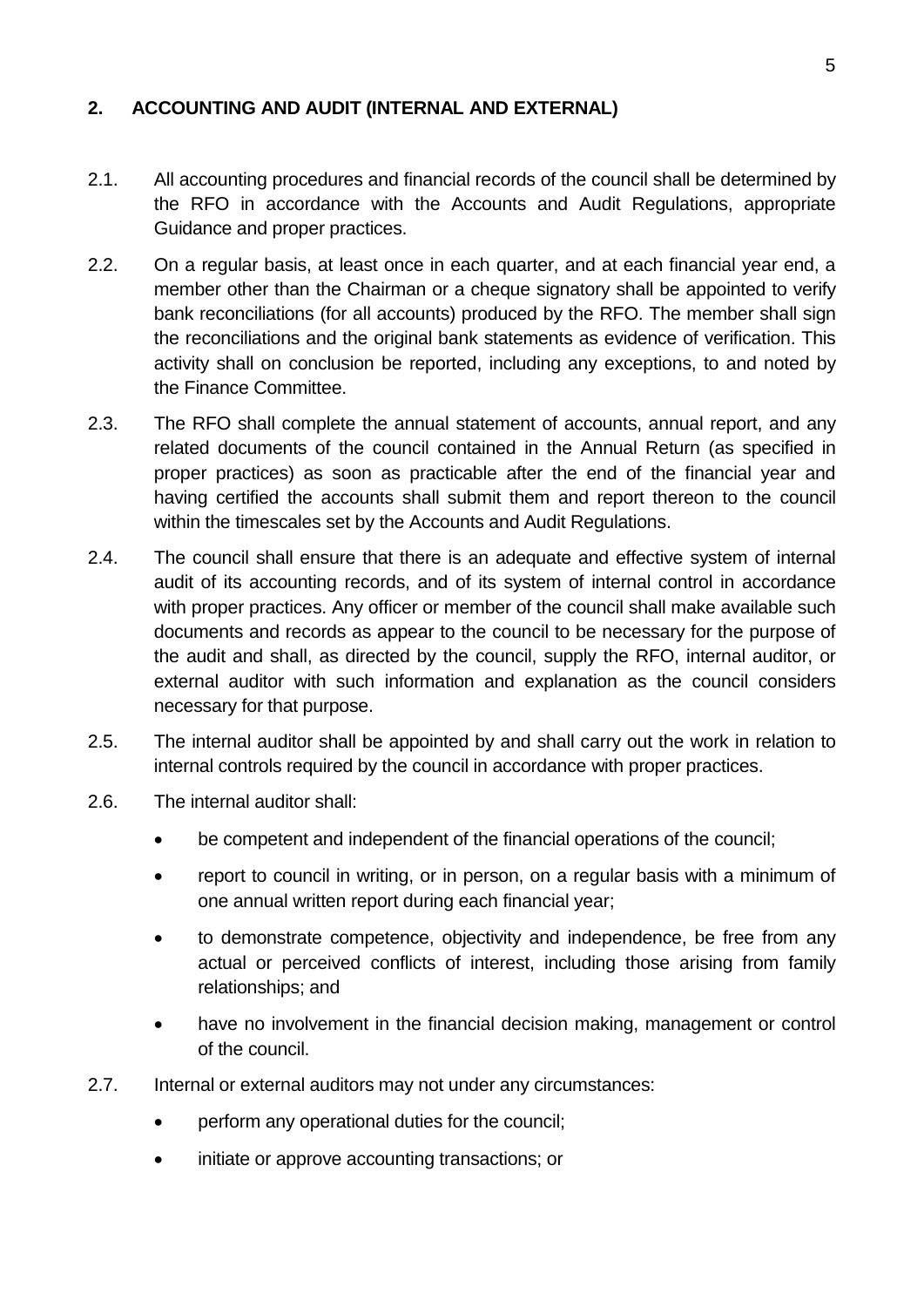## 2. ACCOUNTING AND AUDIT (INTERNAL AND EXTERNAL)

2.1. All accounting procedures and financial records of the council shall be determined by the RFO in accordance with the Accounts and Audit Regulations, appropriate Guidance and proper practices.

2.2. On a regular basis, at least once in each quarter, and at each financial year end, a member other than the Chairman or a cheque signatory shall be appointed to verify bank reconciliations (for all accounts) produced by the RFO. The member shall sign the reconciliations and the original bank statements as evidence of verification. This activity shall on conclusion be reported, including any exceptions, to and noted by the Finance Committee.

2.3. The RFO shall complete the annual statement of accounts, annual report, and any related documents of the council contained in the Annual Return (as specified in proper practices) as soon as practicable after the end of the financial year and having certified the accounts shall submit them and report thereon to the council within the timescales set by the Accounts and Audit Regulations.

2.4. The council shall ensure that there is an adequate and effective system of internal audit of its accounting records, and of its system of internal control in accordance with proper practices. Any officer or member of the council shall make available such documents and records as appear to the council to be necessary for the purpose of the audit and shall, as directed by the council, supply the RFO, internal auditor, or external auditor with such information and explanation as the council considers necessary for that purpose.

2.5. The internal auditor shall be appointed by and shall carry out the work in relation to internal controls required by the council in accordance with proper practices.

2.6. The internal auditor shall:

- be competent and independent of the financial operations of the council;
- report to council in writing, or in person, on a regular basis with a minimum of one annual written report during each financial year;
- to demonstrate competence, objectivity and independence, be free from any actual or perceived conflicts of interest, including those arising from family relationships; and
- have no involvement in the financial decision making, management or control of the council.

2.7. Internal or external auditors may not under any circumstances:

- perform any operational duties for the council;
- initiate or approve accounting transactions; or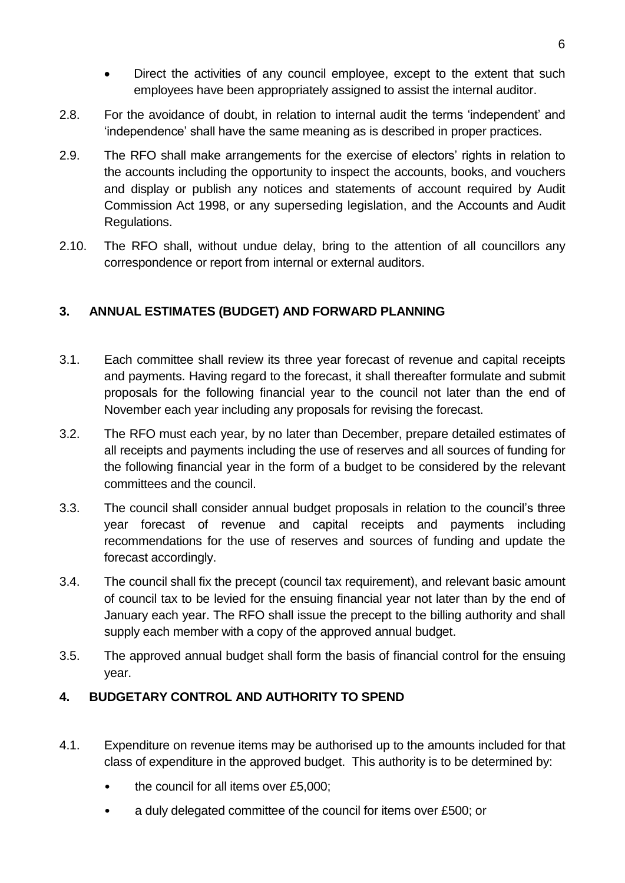- Direct the activities of any council employee, except to the extent that such employees have been appropriately assigned to assist the internal auditor.

2.8. For the avoidance of doubt, in relation to internal audit the terms 'independent' and 'independence' shall have the same meaning as is described in proper practices.

2.9. The RFO shall make arrangements for the exercise of electors' rights in relation to the accounts including the opportunity to inspect the accounts, books, and vouchers and display or publish any notices and statements of account required by Audit Commission Act 1998, or any superseding legislation, and the Accounts and Audit Regulations.

2.10. The RFO shall, without undue delay, bring to the attention of all councillors any correspondence or report from internal or external auditors.

## 3. ANNUAL ESTIMATES (BUDGET) AND FORWARD PLANNING

3.1. Each committee shall review its three year forecast of revenue and capital receipts and payments. Having regard to the forecast, it shall thereafter formulate and submit proposals for the following financial year to the council not later than the end of November each year including any proposals for revising the forecast.

3.2. The RFO must each year, by no later than December, prepare detailed estimates of all receipts and payments including the use of reserves and all sources of funding for the following financial year in the form of a budget to be considered by the relevant committees and the council.

3.3. The council shall consider annual budget proposals in relation to the council's three year forecast of revenue and capital receipts and payments including recommendations for the use of reserves and sources of funding and update the forecast accordingly.

3.4. The council shall fix the precept (council tax requirement), and relevant basic amount of council tax to be levied for the ensuing financial year not later than by the end of January each year. The RFO shall issue the precept to the billing authority and shall supply each member with a copy of the approved annual budget.

3.5. The approved annual budget shall form the basis of financial control for the ensuing year.

## 4. BUDGETARY CONTROL AND AUTHORITY TO SPEND

4.1. Expenditure on revenue items may be authorised up to the amounts included for that class of expenditure in the approved budget. This authority is to be determined by:

- the council for all items over £5,000;
- a duly delegated committee of the council for items over £500; or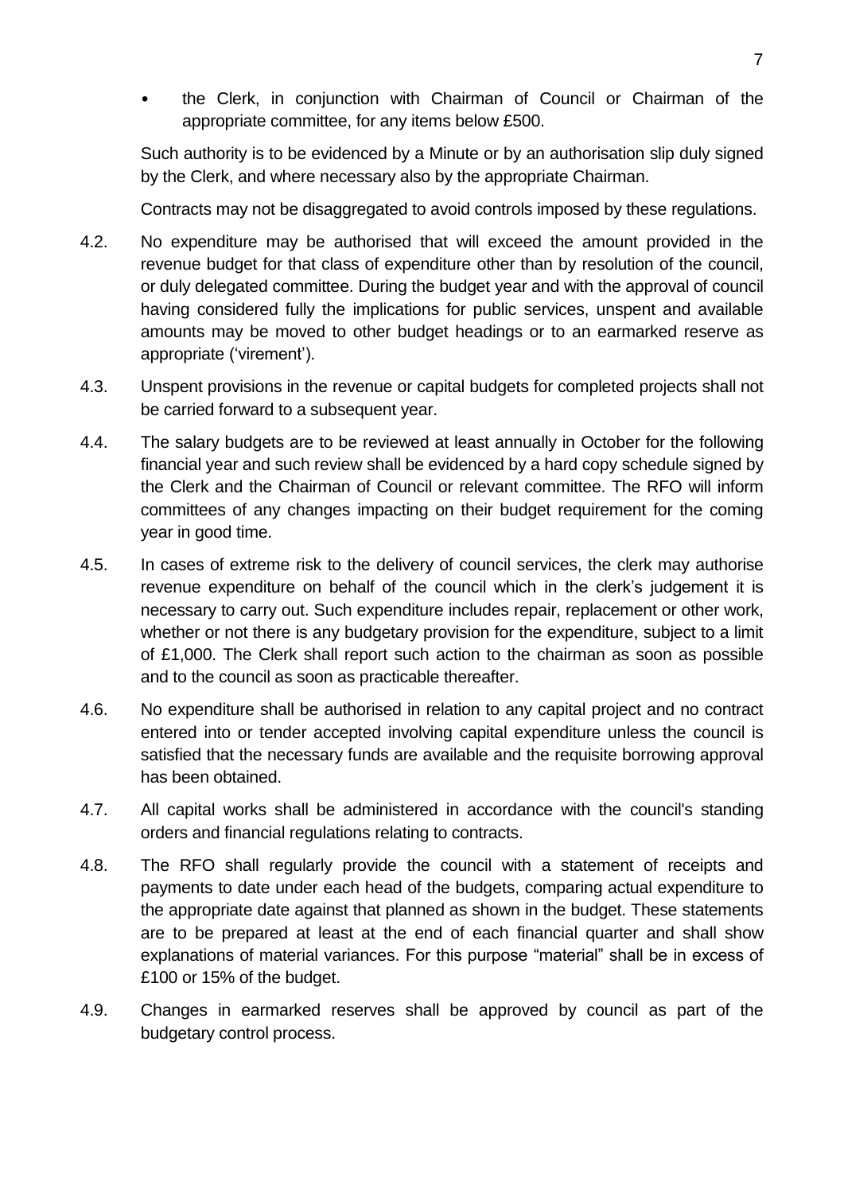- the Clerk, in conjunction with Chairman of Council or Chairman of the appropriate committee, for any items below £500.

Such authority is to be evidenced by a Minute or by an authorisation slip duly signed by the Clerk, and where necessary also by the appropriate Chairman.

Contracts may not be disaggregated to avoid controls imposed by these regulations.

4.2. No expenditure may be authorised that will exceed the amount provided in the revenue budget for that class of expenditure other than by resolution of the council, or duly delegated committee. During the budget year and with the approval of council having considered fully the implications for public services, unspent and available amounts may be moved to other budget headings or to an earmarked reserve as appropriate ('virement').

4.3. Unspent provisions in the revenue or capital budgets for completed projects shall not be carried forward to a subsequent year.

4.4. The salary budgets are to be reviewed at least annually in October for the following financial year and such review shall be evidenced by a hard copy schedule signed by the Clerk and the Chairman of Council or relevant committee. The RFO will inform committees of any changes impacting on their budget requirement for the coming year in good time.

4.5. In cases of extreme risk to the delivery of council services, the clerk may authorise revenue expenditure on behalf of the council which in the clerk's judgement it is necessary to carry out. Such expenditure includes repair, replacement or other work, whether or not there is any budgetary provision for the expenditure, subject to a limit of £1,000. The Clerk shall report such action to the chairman as soon as possible and to the council as soon as practicable thereafter.

4.6. No expenditure shall be authorised in relation to any capital project and no contract entered into or tender accepted involving capital expenditure unless the council is satisfied that the necessary funds are available and the requisite borrowing approval has been obtained.

4.7. All capital works shall be administered in accordance with the council's standing orders and financial regulations relating to contracts.

4.8. The RFO shall regularly provide the council with a statement of receipts and payments to date under each head of the budgets, comparing actual expenditure to the appropriate date against that planned as shown in the budget. These statements are to be prepared at least at the end of each financial quarter and shall show explanations of material variances. For this purpose "material" shall be in excess of £100 or 15% of the budget.

4.9. Changes in earmarked reserves shall be approved by council as part of the budgetary control process.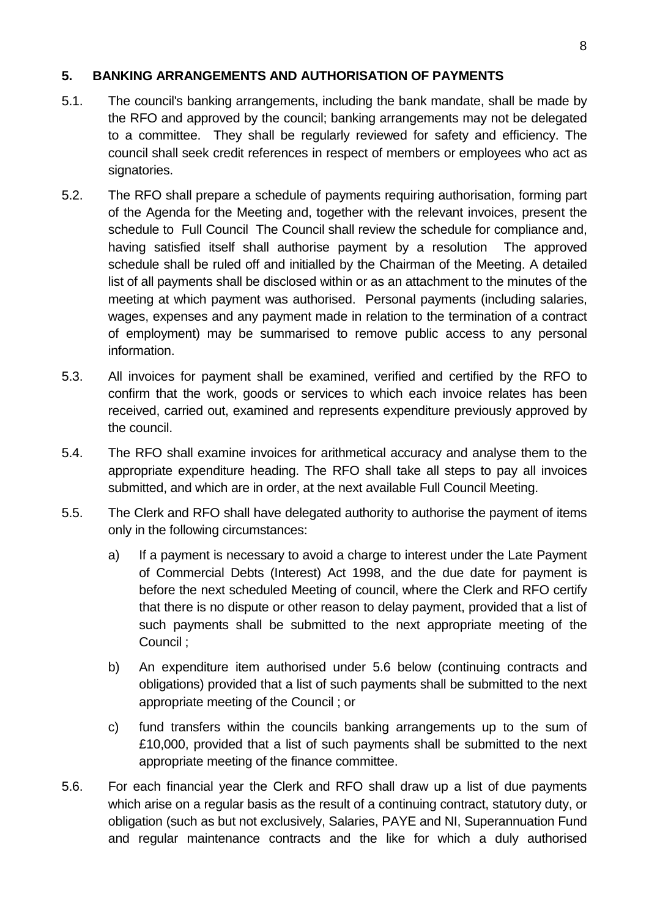## 5. BANKING ARRANGEMENTS AND AUTHORISATION OF PAYMENTS

5.1. The council's banking arrangements, including the bank mandate, shall be made by the RFO and approved by the council; banking arrangements may not be delegated to a committee. They shall be regularly reviewed for safety and efficiency. The council shall seek credit references in respect of members or employees who act as signatories.

5.2. The RFO shall prepare a schedule of payments requiring authorisation, forming part of the Agenda for the Meeting and, together with the relevant invoices, present the schedule to Full Council The Council shall review the schedule for compliance and, having satisfied itself shall authorise payment by a resolution The approved schedule shall be ruled off and initialled by the Chairman of the Meeting. A detailed list of all payments shall be disclosed within or as an attachment to the minutes of the meeting at which payment was authorised. Personal payments (including salaries, wages, expenses and any payment made in relation to the termination of a contract of employment) may be summarised to remove public access to any personal information.

5.3. All invoices for payment shall be examined, verified and certified by the RFO to confirm that the work, goods or services to which each invoice relates has been received, carried out, examined and represents expenditure previously approved by the council.

5.4. The RFO shall examine invoices for arithmetical accuracy and analyse them to the appropriate expenditure heading. The RFO shall take all steps to pay all invoices submitted, and which are in order, at the next available Full Council Meeting.

5.5. The Clerk and RFO shall have delegated authority to authorise the payment of items only in the following circumstances:

a) If a payment is necessary to avoid a charge to interest under the Late Payment of Commercial Debts (Interest) Act 1998, and the due date for payment is before the next scheduled Meeting of council, where the Clerk and RFO certify that there is no dispute or other reason to delay payment, provided that a list of such payments shall be submitted to the next appropriate meeting of the Council ;

b) An expenditure item authorised under 5.6 below (continuing contracts and obligations) provided that a list of such payments shall be submitted to the next appropriate meeting of the Council ; or

c) fund transfers within the councils banking arrangements up to the sum of £10,000, provided that a list of such payments shall be submitted to the next appropriate meeting of the finance committee.

5.6. For each financial year the Clerk and RFO shall draw up a list of due payments which arise on a regular basis as the result of a continuing contract, statutory duty, or obligation (such as but not exclusively, Salaries, PAYE and NI, Superannuation Fund and regular maintenance contracts and the like for which a duly authorised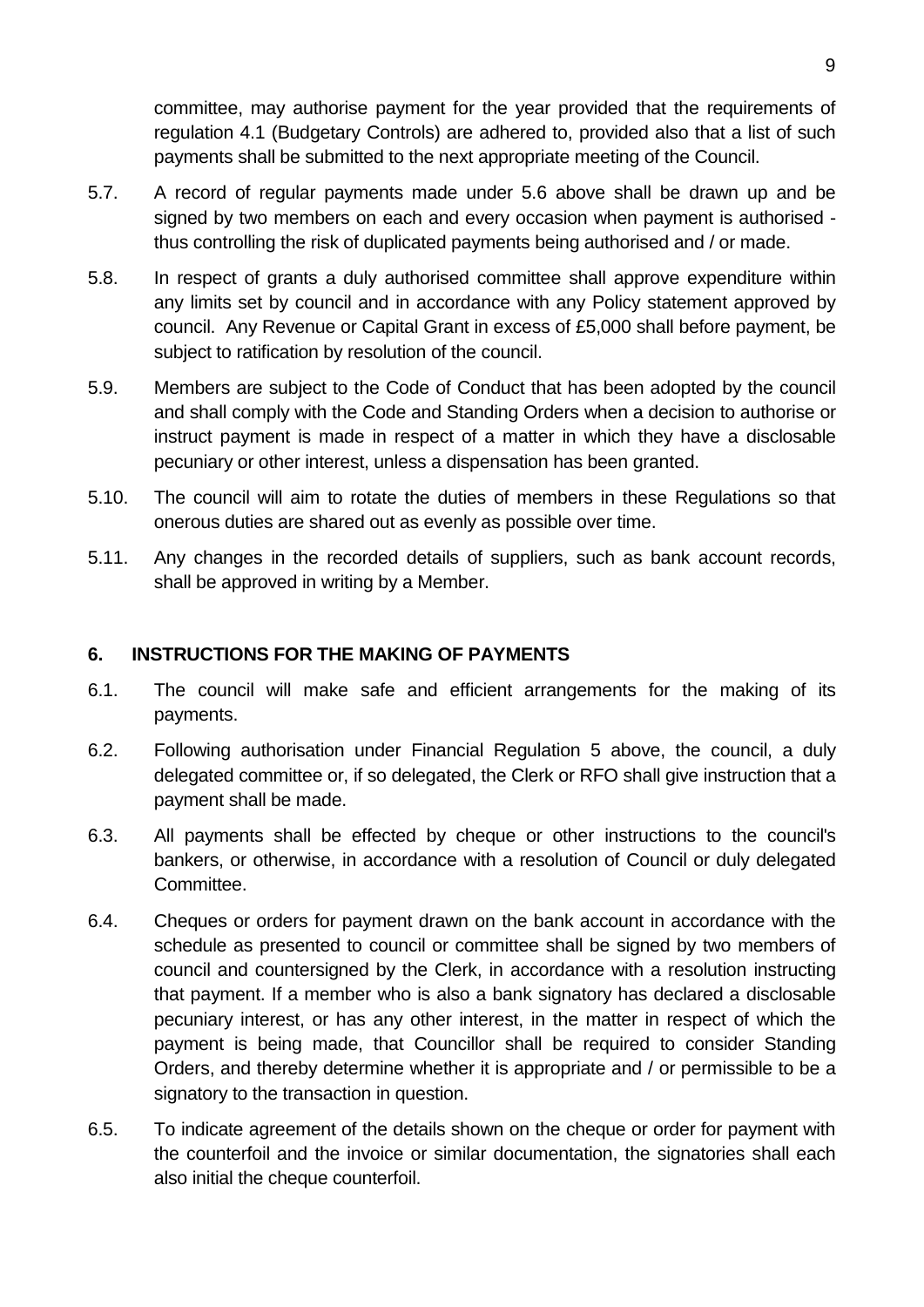committee, may authorise payment for the year provided that the requirements of regulation 4.1 (Budgetary Controls) are adhered to, provided also that a list of such payments shall be submitted to the next appropriate meeting of the Council.

5.7. A record of regular payments made under 5.6 above shall be drawn up and be signed by two members on each and every occasion when payment is authorised - thus controlling the risk of duplicated payments being authorised and / or made.

5.8. In respect of grants a duly authorised committee shall approve expenditure within any limits set by council and in accordance with any Policy statement approved by council. Any Revenue or Capital Grant in excess of £5,000 shall before payment, be subject to ratification by resolution of the council.

5.9. Members are subject to the Code of Conduct that has been adopted by the council and shall comply with the Code and Standing Orders when a decision to authorise or instruct payment is made in respect of a matter in which they have a disclosable pecuniary or other interest, unless a dispensation has been granted.

5.10. The council will aim to rotate the duties of members in these Regulations so that onerous duties are shared out as evenly as possible over time.

5.11. Any changes in the recorded details of suppliers, such as bank account records, shall be approved in writing by a Member.

## 6. INSTRUCTIONS FOR THE MAKING OF PAYMENTS

6.1. The council will make safe and efficient arrangements for the making of its payments.

6.2. Following authorisation under Financial Regulation 5 above, the council, a duly delegated committee or, if so delegated, the Clerk or RFO shall give instruction that a payment shall be made.

6.3. All payments shall be effected by cheque or other instructions to the council's bankers, or otherwise, in accordance with a resolution of Council or duly delegated Committee.

6.4. Cheques or orders for payment drawn on the bank account in accordance with the schedule as presented to council or committee shall be signed by two members of council and countersigned by the Clerk, in accordance with a resolution instructing that payment. If a member who is also a bank signatory has declared a disclosable pecuniary interest, or has any other interest, in the matter in respect of which the payment is being made, that Councillor shall be required to consider Standing Orders, and thereby determine whether it is appropriate and / or permissible to be a signatory to the transaction in question.

6.5. To indicate agreement of the details shown on the cheque or order for payment with the counterfoil and the invoice or similar documentation, the signatories shall each also initial the cheque counterfoil.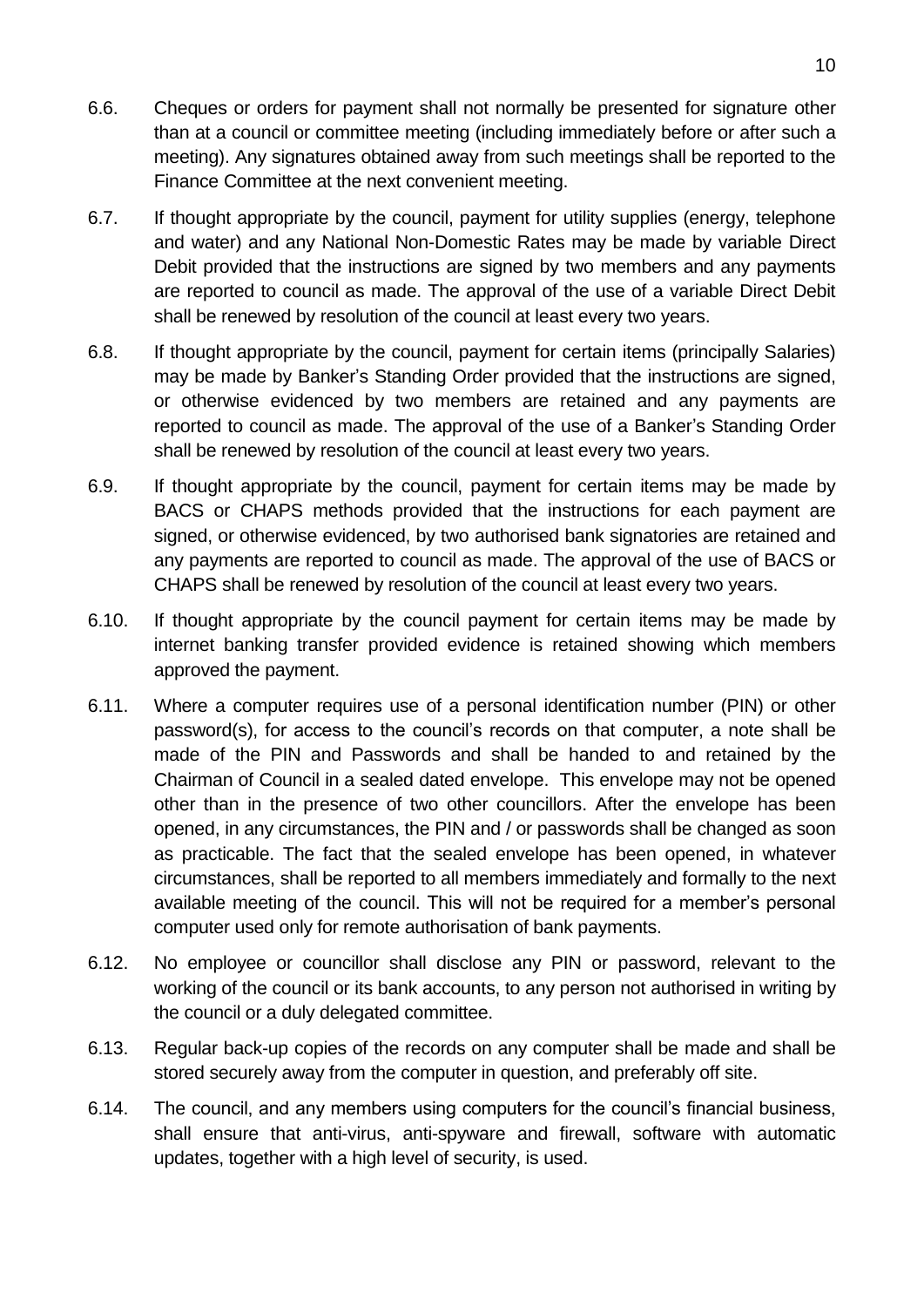6.6. Cheques or orders for payment shall not normally be presented for signature other than at a council or committee meeting (including immediately before or after such a meeting). Any signatures obtained away from such meetings shall be reported to the Finance Committee at the next convenient meeting.

6.7. If thought appropriate by the council, payment for utility supplies (energy, telephone and water) and any National Non-Domestic Rates may be made by variable Direct Debit provided that the instructions are signed by two members and any payments are reported to council as made. The approval of the use of a variable Direct Debit shall be renewed by resolution of the council at least every two years.

6.8. If thought appropriate by the council, payment for certain items (principally Salaries) may be made by Banker's Standing Order provided that the instructions are signed, or otherwise evidenced by two members are retained and any payments are reported to council as made. The approval of the use of a Banker's Standing Order shall be renewed by resolution of the council at least every two years.

6.9. If thought appropriate by the council, payment for certain items may be made by BACS or CHAPS methods provided that the instructions for each payment are signed, or otherwise evidenced, by two authorised bank signatories are retained and any payments are reported to council as made. The approval of the use of BACS or CHAPS shall be renewed by resolution of the council at least every two years.

6.10. If thought appropriate by the council payment for certain items may be made by internet banking transfer provided evidence is retained showing which members approved the payment.

6.11. Where a computer requires use of a personal identification number (PIN) or other password(s), for access to the council's records on that computer, a note shall be made of the PIN and Passwords and shall be handed to and retained by the Chairman of Council in a sealed dated envelope. This envelope may not be opened other than in the presence of two other councillors. After the envelope has been opened, in any circumstances, the PIN and / or passwords shall be changed as soon as practicable. The fact that the sealed envelope has been opened, in whatever circumstances, shall be reported to all members immediately and formally to the next available meeting of the council. This will not be required for a member's personal computer used only for remote authorisation of bank payments.

6.12. No employee or councillor shall disclose any PIN or password, relevant to the working of the council or its bank accounts, to any person not authorised in writing by the council or a duly delegated committee.

6.13. Regular back-up copies of the records on any computer shall be made and shall be stored securely away from the computer in question, and preferably off site.

6.14. The council, and any members using computers for the council's financial business, shall ensure that anti-virus, anti-spyware and firewall, software with automatic updates, together with a high level of security, is used.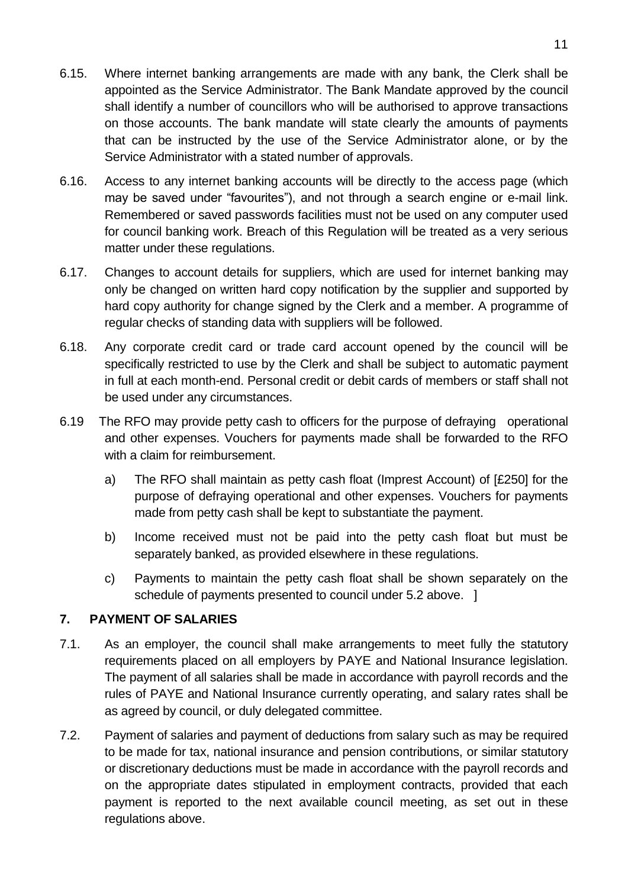6.15. Where internet banking arrangements are made with any bank, the Clerk shall be appointed as the Service Administrator. The Bank Mandate approved by the council shall identify a number of councillors who will be authorised to approve transactions on those accounts. The bank mandate will state clearly the amounts of payments that can be instructed by the use of the Service Administrator alone, or by the Service Administrator with a stated number of approvals.

6.16. Access to any internet banking accounts will be directly to the access page (which may be saved under "favourites"), and not through a search engine or e-mail link. Remembered or saved passwords facilities must not be used on any computer used for council banking work. Breach of this Regulation will be treated as a very serious matter under these regulations.

6.17. Changes to account details for suppliers, which are used for internet banking may only be changed on written hard copy notification by the supplier and supported by hard copy authority for change signed by the Clerk and a member. A programme of regular checks of standing data with suppliers will be followed.

6.18. Any corporate credit card or trade card account opened by the council will be specifically restricted to use by the Clerk and shall be subject to automatic payment in full at each month-end. Personal credit or debit cards of members or staff shall not be used under any circumstances.

6.19 The RFO may provide petty cash to officers for the purpose of defraying operational and other expenses. Vouchers for payments made shall be forwarded to the RFO with a claim for reimbursement.

a) The RFO shall maintain as petty cash float (Imprest Account) of [£250] for the purpose of defraying operational and other expenses. Vouchers for payments made from petty cash shall be kept to substantiate the payment.

b) Income received must not be paid into the petty cash float but must be separately banked, as provided elsewhere in these regulations.

c) Payments to maintain the petty cash float shall be shown separately on the schedule of payments presented to council under 5.2 above. ]

## 7. PAYMENT OF SALARIES

7.1. As an employer, the council shall make arrangements to meet fully the statutory requirements placed on all employers by PAYE and National Insurance legislation. The payment of all salaries shall be made in accordance with payroll records and the rules of PAYE and National Insurance currently operating, and salary rates shall be as agreed by council, or duly delegated committee.

7.2. Payment of salaries and payment of deductions from salary such as may be required to be made for tax, national insurance and pension contributions, or similar statutory or discretionary deductions must be made in accordance with the payroll records and on the appropriate dates stipulated in employment contracts, provided that each payment is reported to the next available council meeting, as set out in these regulations above.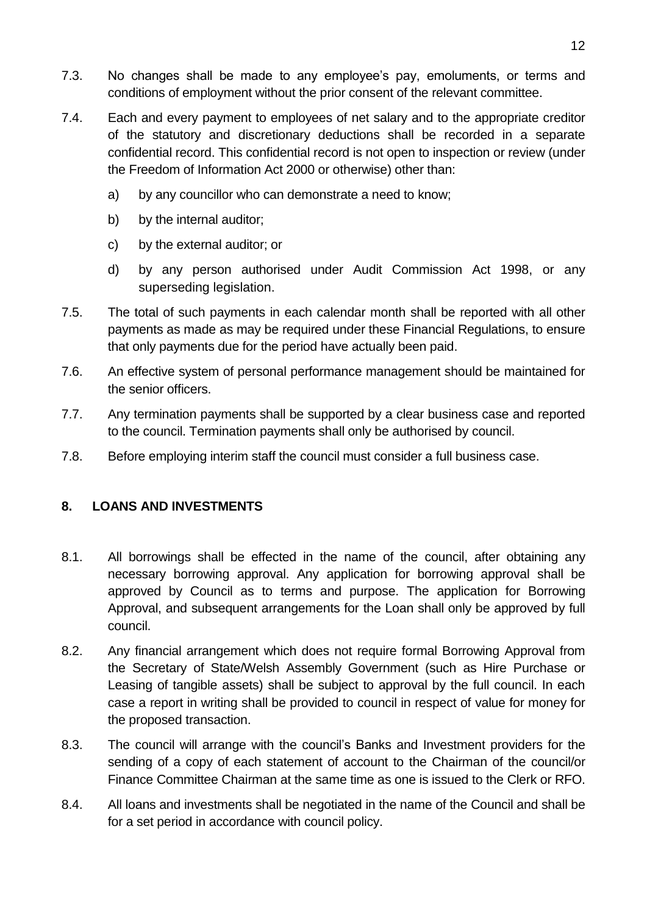7.3. No changes shall be made to any employee's pay, emoluments, or terms and conditions of employment without the prior consent of the relevant committee.

7.4. Each and every payment to employees of net salary and to the appropriate creditor of the statutory and discretionary deductions shall be recorded in a separate confidential record. This confidential record is not open to inspection or review (under the Freedom of Information Act 2000 or otherwise) other than:

   a) by any councillor who can demonstrate a need to know;

   b) by the internal auditor;

   c) by the external auditor; or

   d) by any person authorised under Audit Commission Act 1998, or any superseding legislation.

7.5. The total of such payments in each calendar month shall be reported with all other payments as made as may be required under these Financial Regulations, to ensure that only payments due for the period have actually been paid.

7.6. An effective system of personal performance management should be maintained for the senior officers.

7.7. Any termination payments shall be supported by a clear business case and reported to the council. Termination payments shall only be authorised by council.

7.8. Before employing interim staff the council must consider a full business case.

## 8. LOANS AND INVESTMENTS

8.1. All borrowings shall be effected in the name of the council, after obtaining any necessary borrowing approval. Any application for borrowing approval shall be approved by Council as to terms and purpose. The application for Borrowing Approval, and subsequent arrangements for the Loan shall only be approved by full council.

8.2. Any financial arrangement which does not require formal Borrowing Approval from the Secretary of State/Welsh Assembly Government (such as Hire Purchase or Leasing of tangible assets) shall be subject to approval by the full council. In each case a report in writing shall be provided to council in respect of value for money for the proposed transaction.

8.3. The council will arrange with the council's Banks and Investment providers for the sending of a copy of each statement of account to the Chairman of the council/or Finance Committee Chairman at the same time as one is issued to the Clerk or RFO.

8.4. All loans and investments shall be negotiated in the name of the Council and shall be for a set period in accordance with council policy.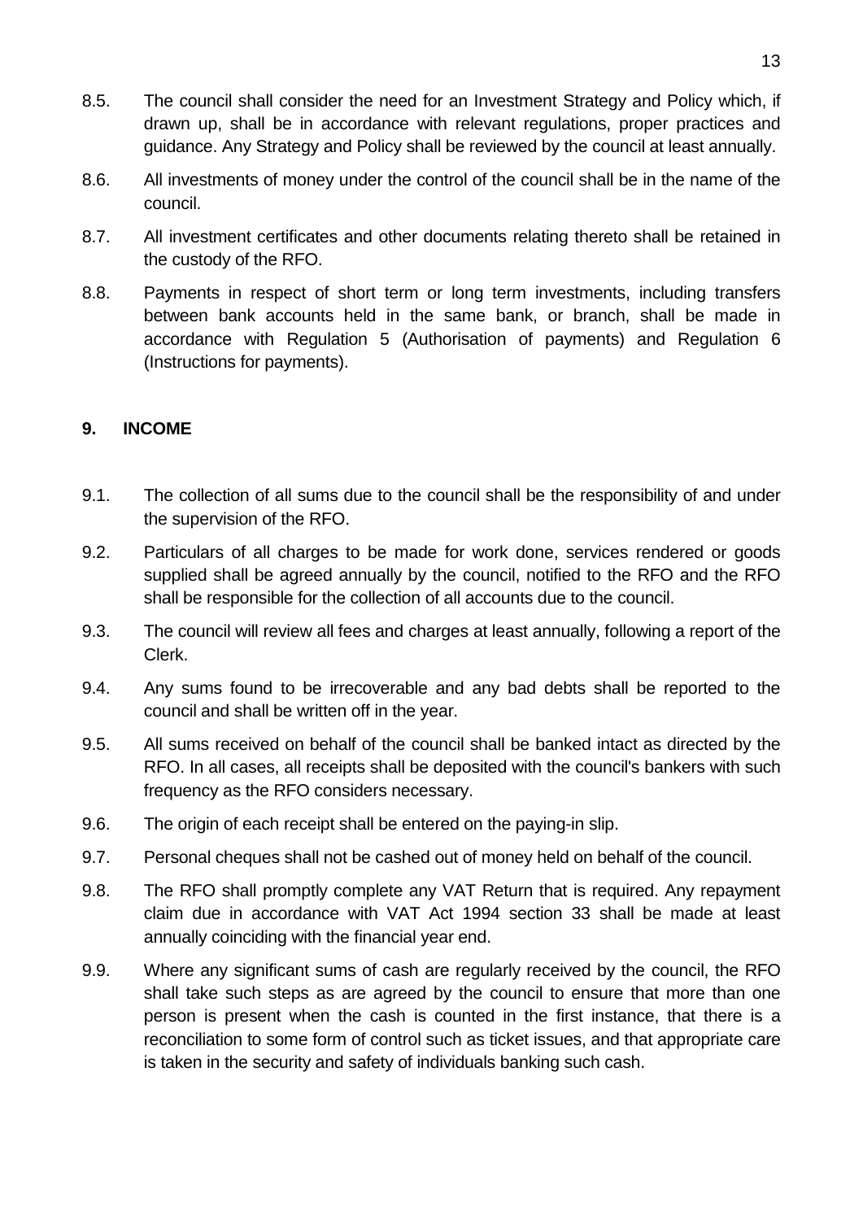8.5. The council shall consider the need for an Investment Strategy and Policy which, if drawn up, shall be in accordance with relevant regulations, proper practices and guidance. Any Strategy and Policy shall be reviewed by the council at least annually.

8.6. All investments of money under the control of the council shall be in the name of the council.

8.7. All investment certificates and other documents relating thereto shall be retained in the custody of the RFO.

8.8. Payments in respect of short term or long term investments, including transfers between bank accounts held in the same bank, or branch, shall be made in accordance with Regulation 5 (Authorisation of payments) and Regulation 6 (Instructions for payments).

## 9. INCOME

9.1. The collection of all sums due to the council shall be the responsibility of and under the supervision of the RFO.

9.2. Particulars of all charges to be made for work done, services rendered or goods supplied shall be agreed annually by the council, notified to the RFO and the RFO shall be responsible for the collection of all accounts due to the council.

9.3. The council will review all fees and charges at least annually, following a report of the Clerk.

9.4. Any sums found to be irrecoverable and any bad debts shall be reported to the council and shall be written off in the year.

9.5. All sums received on behalf of the council shall be banked intact as directed by the RFO. In all cases, all receipts shall be deposited with the council's bankers with such frequency as the RFO considers necessary.

9.6. The origin of each receipt shall be entered on the paying-in slip.

9.7. Personal cheques shall not be cashed out of money held on behalf of the council.

9.8. The RFO shall promptly complete any VAT Return that is required. Any repayment claim due in accordance with VAT Act 1994 section 33 shall be made at least annually coinciding with the financial year end.

9.9. Where any significant sums of cash are regularly received by the council, the RFO shall take such steps as are agreed by the council to ensure that more than one person is present when the cash is counted in the first instance, that there is a reconciliation to some form of control such as ticket issues, and that appropriate care is taken in the security and safety of individuals banking such cash.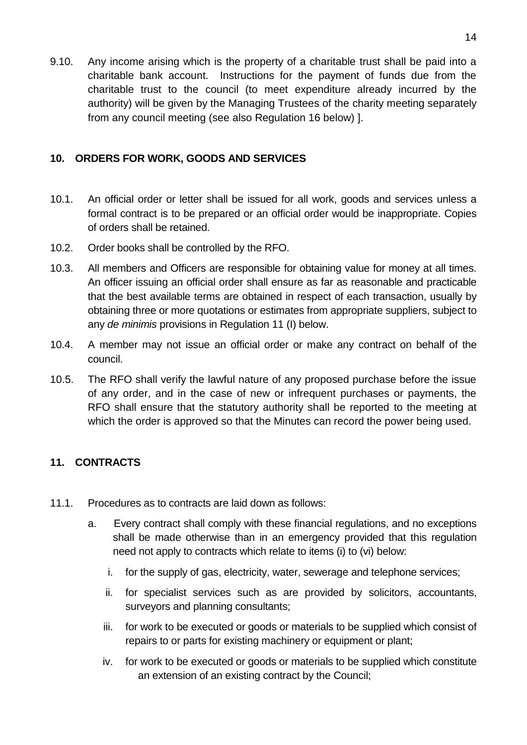9.10. Any income arising which is the property of a charitable trust shall be paid into a charitable bank account. Instructions for the payment of funds due from the charitable trust to the council (to meet expenditure already incurred by the authority) will be given by the Managing Trustees of the charity meeting separately from any council meeting (see also Regulation 16 below) ].

## 10. ORDERS FOR WORK, GOODS AND SERVICES

10.1. An official order or letter shall be issued for all work, goods and services unless a formal contract is to be prepared or an official order would be inappropriate. Copies of orders shall be retained.

10.2. Order books shall be controlled by the RFO.

10.3. All members and Officers are responsible for obtaining value for money at all times. An officer issuing an official order shall ensure as far as reasonable and practicable that the best available terms are obtained in respect of each transaction, usually by obtaining three or more quotations or estimates from appropriate suppliers, subject to any *de minimis* provisions in Regulation 11 (I) below.

10.4. A member may not issue an official order or make any contract on behalf of the council.

10.5. The RFO shall verify the lawful nature of any proposed purchase before the issue of any order, and in the case of new or infrequent purchases or payments, the RFO shall ensure that the statutory authority shall be reported to the meeting at which the order is approved so that the Minutes can record the power being used.

## 11. CONTRACTS

11.1. Procedures as to contracts are laid down as follows:

a. Every contract shall comply with these financial regulations, and no exceptions shall be made otherwise than in an emergency provided that this regulation need not apply to contracts which relate to items (i) to (vi) below:

   i. for the supply of gas, electricity, water, sewerage and telephone services;

   ii. for specialist services such as are provided by solicitors, accountants, surveyors and planning consultants;

   iii. for work to be executed or goods or materials to be supplied which consist of repairs to or parts for existing machinery or equipment or plant;

   iv. for work to be executed or goods or materials to be supplied which constitute an extension of an existing contract by the Council;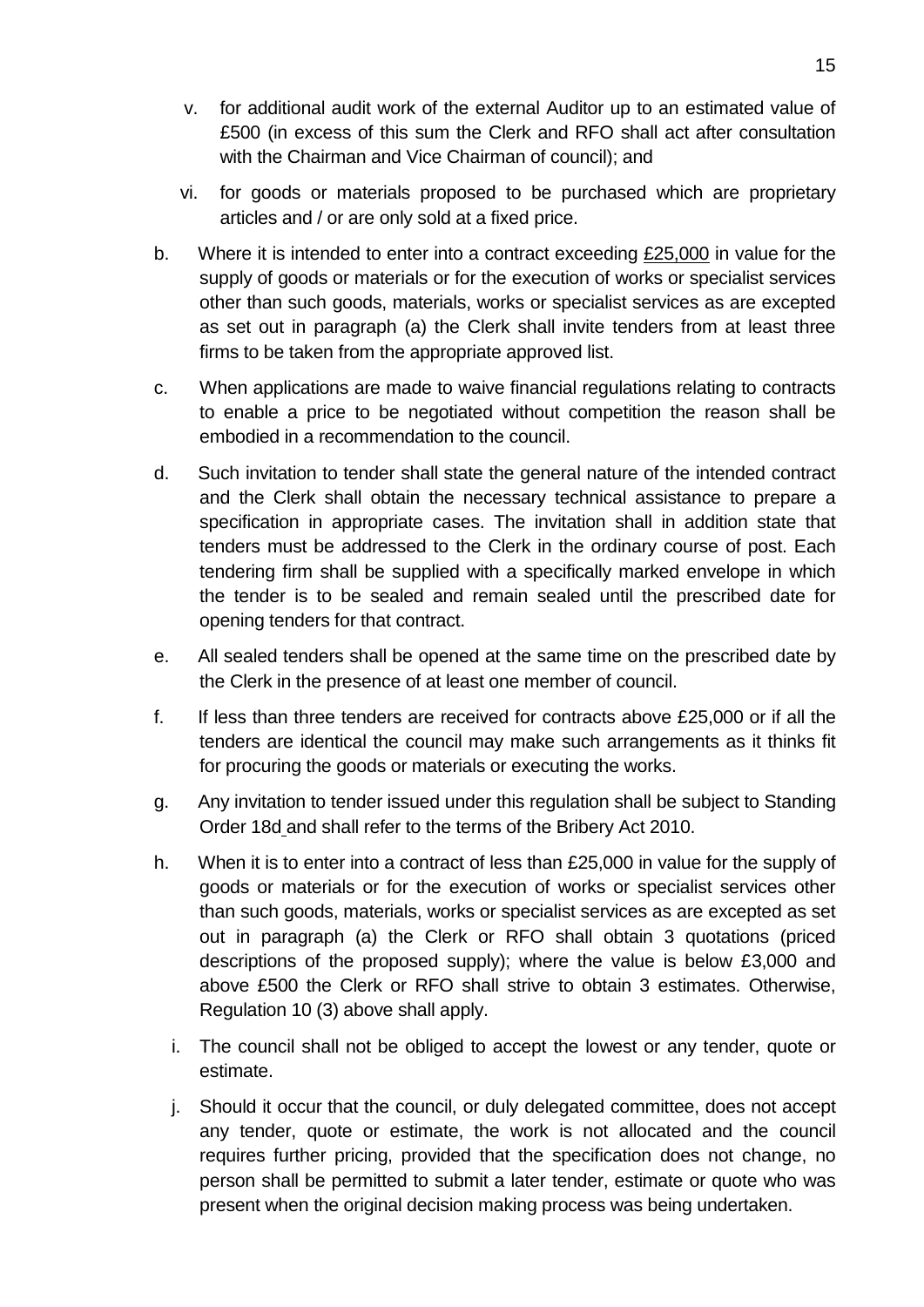v. for additional audit work of the external Auditor up to an estimated value of £500 (in excess of this sum the Clerk and RFO shall act after consultation with the Chairman and Vice Chairman of council); and

vi. for goods or materials proposed to be purchased which are proprietary articles and / or are only sold at a fixed price.

b. Where it is intended to enter into a contract exceeding £25,000 in value for the supply of goods or materials or for the execution of works or specialist services other than such goods, materials, works or specialist services as are excepted as set out in paragraph (a) the Clerk shall invite tenders from at least three firms to be taken from the appropriate approved list.

c. When applications are made to waive financial regulations relating to contracts to enable a price to be negotiated without competition the reason shall be embodied in a recommendation to the council.

d. Such invitation to tender shall state the general nature of the intended contract and the Clerk shall obtain the necessary technical assistance to prepare a specification in appropriate cases. The invitation shall in addition state that tenders must be addressed to the Clerk in the ordinary course of post. Each tendering firm shall be supplied with a specifically marked envelope in which the tender is to be sealed and remain sealed until the prescribed date for opening tenders for that contract.

e. All sealed tenders shall be opened at the same time on the prescribed date by the Clerk in the presence of at least one member of council.

f. If less than three tenders are received for contracts above £25,000 or if all the tenders are identical the council may make such arrangements as it thinks fit for procuring the goods or materials or executing the works.

g. Any invitation to tender issued under this regulation shall be subject to Standing Order 18d and shall refer to the terms of the Bribery Act 2010.

h. When it is to enter into a contract of less than £25,000 in value for the supply of goods or materials or for the execution of works or specialist services other than such goods, materials, works or specialist services as are excepted as set out in paragraph (a) the Clerk or RFO shall obtain 3 quotations (priced descriptions of the proposed supply); where the value is below £3,000 and above £500 the Clerk or RFO shall strive to obtain 3 estimates. Otherwise, Regulation 10 (3) above shall apply.

i. The council shall not be obliged to accept the lowest or any tender, quote or estimate.

j. Should it occur that the council, or duly delegated committee, does not accept any tender, quote or estimate, the work is not allocated and the council requires further pricing, provided that the specification does not change, no person shall be permitted to submit a later tender, estimate or quote who was present when the original decision making process was being undertaken.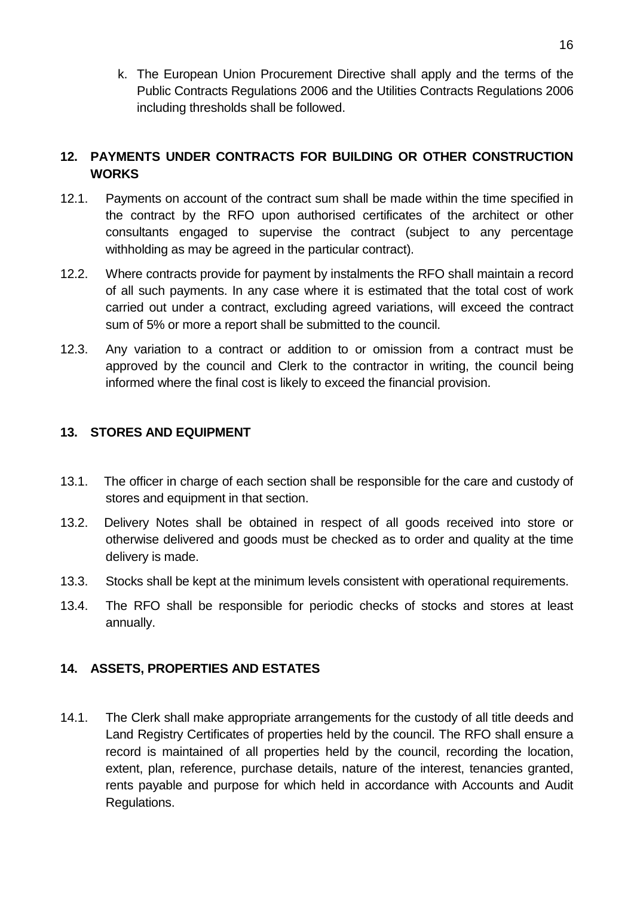k. The European Union Procurement Directive shall apply and the terms of the Public Contracts Regulations 2006 and the Utilities Contracts Regulations 2006 including thresholds shall be followed.

## 12. PAYMENTS UNDER CONTRACTS FOR BUILDING OR OTHER CONSTRUCTION WORKS

12.1. Payments on account of the contract sum shall be made within the time specified in the contract by the RFO upon authorised certificates of the architect or other consultants engaged to supervise the contract (subject to any percentage withholding as may be agreed in the particular contract).

12.2. Where contracts provide for payment by instalments the RFO shall maintain a record of all such payments. In any case where it is estimated that the total cost of work carried out under a contract, excluding agreed variations, will exceed the contract sum of 5% or more a report shall be submitted to the council.

12.3. Any variation to a contract or addition to or omission from a contract must be approved by the council and Clerk to the contractor in writing, the council being informed where the final cost is likely to exceed the financial provision.

## 13. STORES AND EQUIPMENT

13.1. The officer in charge of each section shall be responsible for the care and custody of stores and equipment in that section.

13.2. Delivery Notes shall be obtained in respect of all goods received into store or otherwise delivered and goods must be checked as to order and quality at the time delivery is made.

13.3. Stocks shall be kept at the minimum levels consistent with operational requirements.

13.4. The RFO shall be responsible for periodic checks of stocks and stores at least annually.

## 14. ASSETS, PROPERTIES AND ESTATES

14.1. The Clerk shall make appropriate arrangements for the custody of all title deeds and Land Registry Certificates of properties held by the council. The RFO shall ensure a record is maintained of all properties held by the council, recording the location, extent, plan, reference, purchase details, nature of the interest, tenancies granted, rents payable and purpose for which held in accordance with Accounts and Audit Regulations.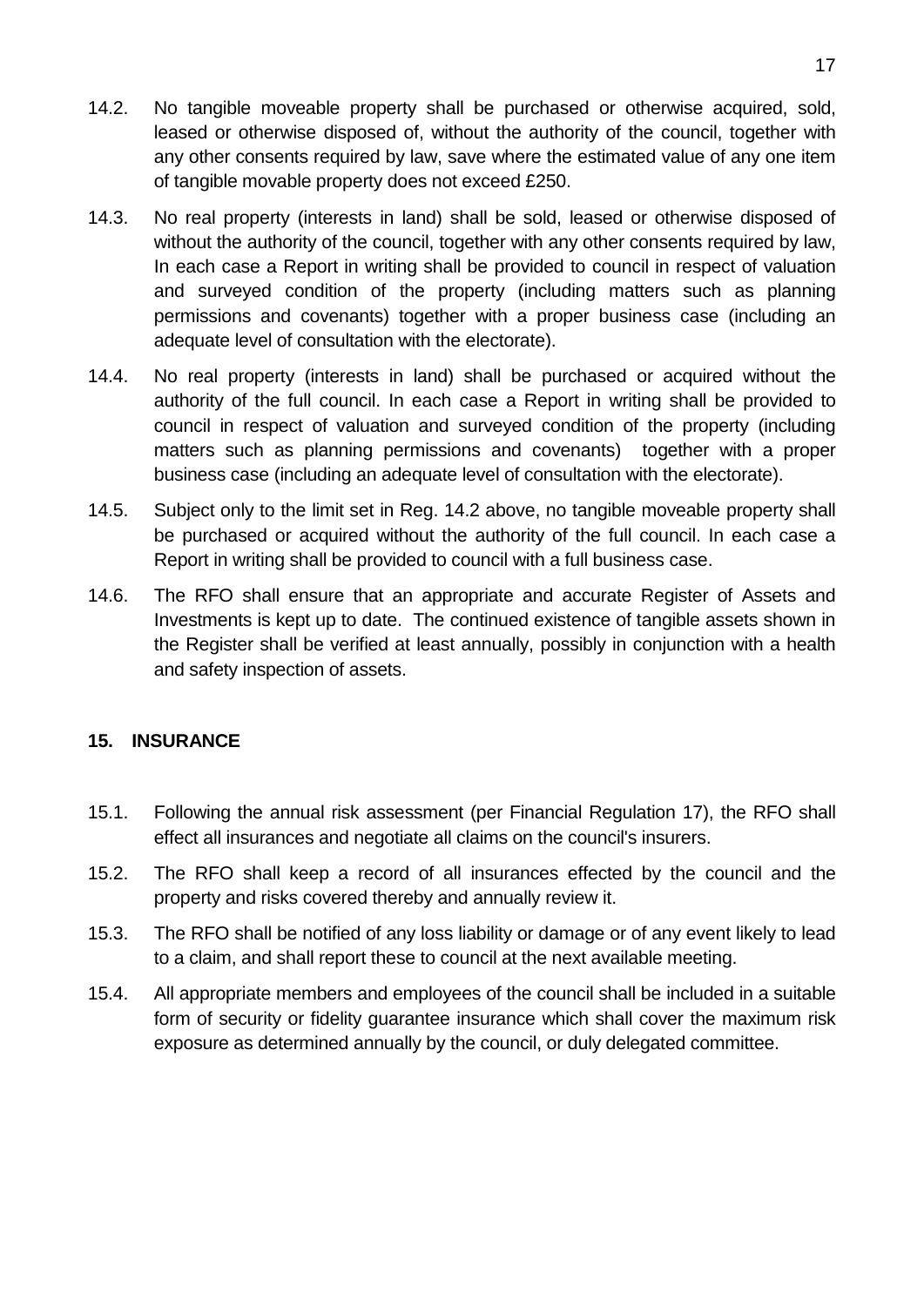14.2. No tangible moveable property shall be purchased or otherwise acquired, sold, leased or otherwise disposed of, without the authority of the council, together with any other consents required by law, save where the estimated value of any one item of tangible movable property does not exceed £250.

14.3. No real property (interests in land) shall be sold, leased or otherwise disposed of without the authority of the council, together with any other consents required by law, In each case a Report in writing shall be provided to council in respect of valuation and surveyed condition of the property (including matters such as planning permissions and covenants) together with a proper business case (including an adequate level of consultation with the electorate).

14.4. No real property (interests in land) shall be purchased or acquired without the authority of the full council. In each case a Report in writing shall be provided to council in respect of valuation and surveyed condition of the property (including matters such as planning permissions and covenants) together with a proper business case (including an adequate level of consultation with the electorate).

14.5. Subject only to the limit set in Reg. 14.2 above, no tangible moveable property shall be purchased or acquired without the authority of the full council. In each case a Report in writing shall be provided to council with a full business case.

14.6. The RFO shall ensure that an appropriate and accurate Register of Assets and Investments is kept up to date. The continued existence of tangible assets shown in the Register shall be verified at least annually, possibly in conjunction with a health and safety inspection of assets.

## 15. INSURANCE

15.1. Following the annual risk assessment (per Financial Regulation 17), the RFO shall effect all insurances and negotiate all claims on the council's insurers.

15.2. The RFO shall keep a record of all insurances effected by the council and the property and risks covered thereby and annually review it.

15.3. The RFO shall be notified of any loss liability or damage or of any event likely to lead to a claim, and shall report these to council at the next available meeting.

15.4. All appropriate members and employees of the council shall be included in a suitable form of security or fidelity guarantee insurance which shall cover the maximum risk exposure as determined annually by the council, or duly delegated committee.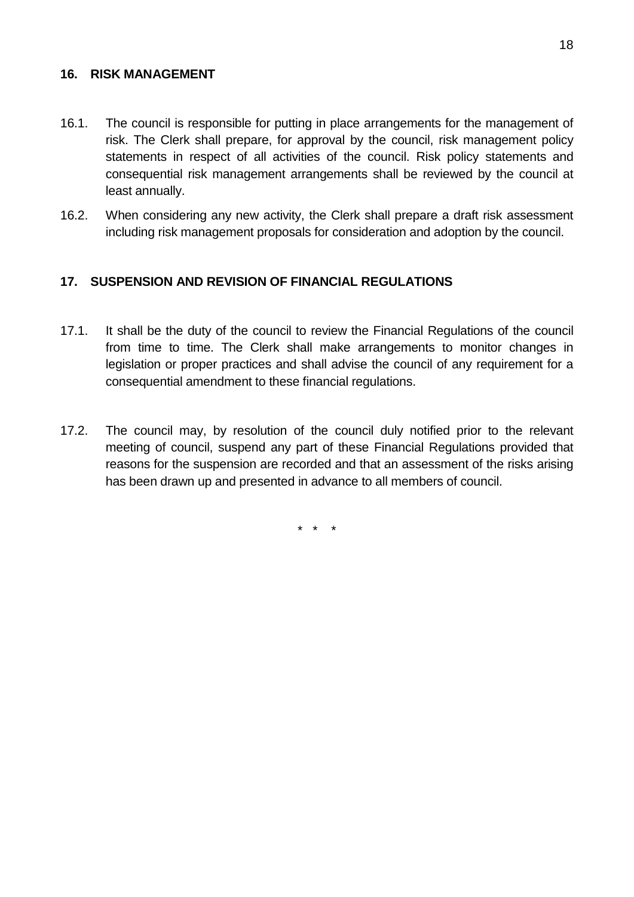## 16. RISK MANAGEMENT

16.1. The council is responsible for putting in place arrangements for the management of risk. The Clerk shall prepare, for approval by the council, risk management policy statements in respect of all activities of the council. Risk policy statements and consequential risk management arrangements shall be reviewed by the council at least annually.

16.2. When considering any new activity, the Clerk shall prepare a draft risk assessment including risk management proposals for consideration and adoption by the council.

## 17. SUSPENSION AND REVISION OF FINANCIAL REGULATIONS

17.1. It shall be the duty of the council to review the Financial Regulations of the council from time to time. The Clerk shall make arrangements to monitor changes in legislation or proper practices and shall advise the council of any requirement for a consequential amendment to these financial regulations.

17.2. The council may, by resolution of the council duly notified prior to the relevant meeting of council, suspend any part of these Financial Regulations provided that reasons for the suspension are recorded and that an assessment of the risks arising has been drawn up and presented in advance to all members of council.

\* \* \*